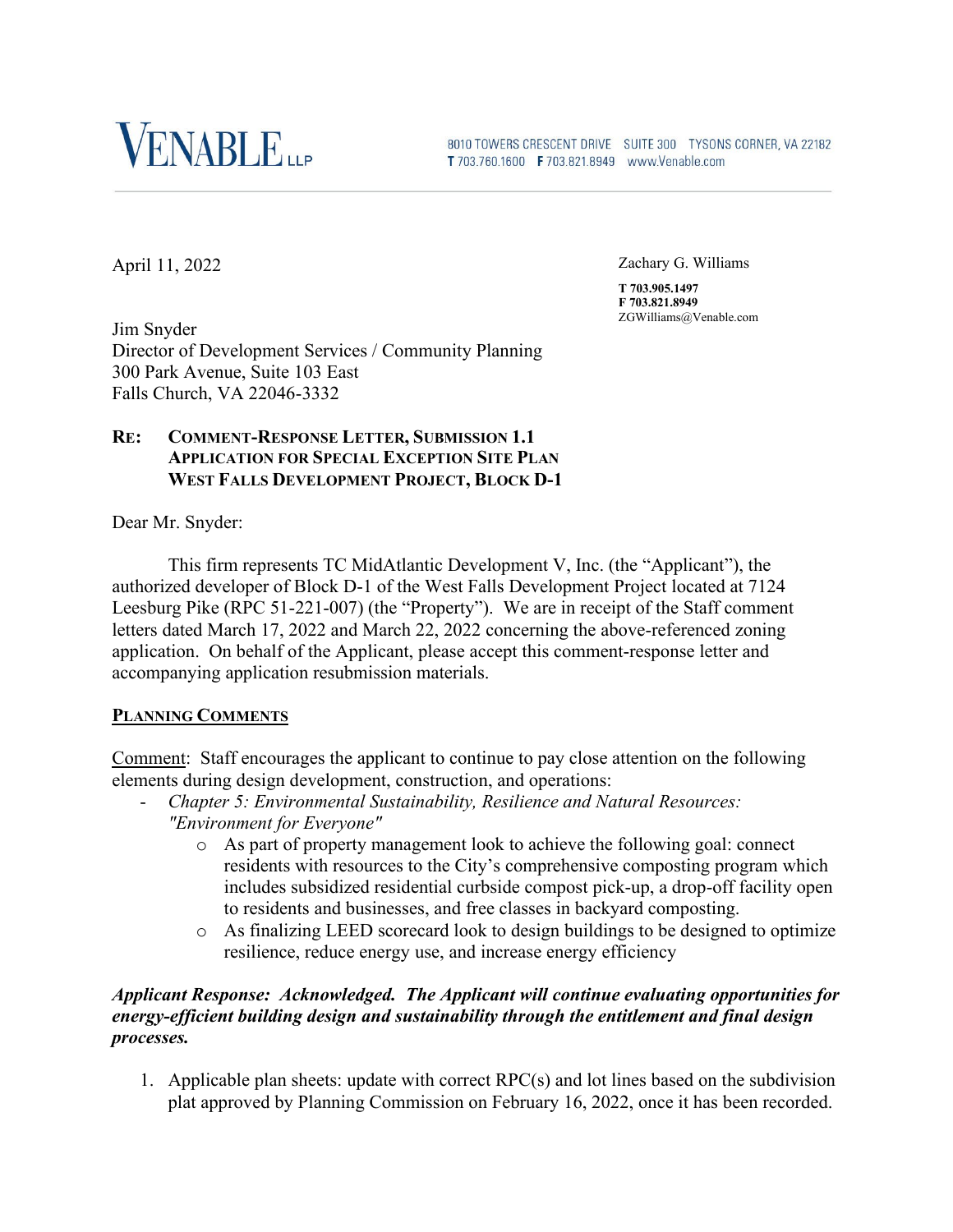**VENABLE** LLP

8010 TOWERS CRESCENT DRIVE SUITE 300 TYSONS CORNER, VA 22182
**T** 703.760.1600 **F** 703.821.8949 www.Venable.com

April 11, 2022

Zachary G. Williams

**T 703.905.1497**
**F 703.821.8949**
ZGWilliams@Venable.com

Jim Snyder
Director of Development Services / Community Planning
300 Park Avenue, Suite 103 East
Falls Church, VA 22046-3332

**RE: COMMENT-RESPONSE LETTER, SUBMISSION 1.1**
**APPLICATION FOR SPECIAL EXCEPTION SITE PLAN**
**WEST FALLS DEVELOPMENT PROJECT, BLOCK D-1**

Dear Mr. Snyder:

This firm represents TC MidAtlantic Development V, Inc. (the "Applicant"), the authorized developer of Block D-1 of the West Falls Development Project located at 7124 Leesburg Pike (RPC 51-221-007) (the "Property"). We are in receipt of the Staff comment letters dated March 17, 2022 and March 22, 2022 concerning the above-referenced zoning application. On behalf of the Applicant, please accept this comment-response letter and accompanying application resubmission materials.

**PLANNING COMMENTS**

Comment: Staff encourages the applicant to continue to pay close attention on the following elements during design development, construction, and operations:

- *Chapter 5: Environmental Sustainability, Resilience and Natural Resources: "Environment for Everyone"*
  - As part of property management look to achieve the following goal: connect residents with resources to the City's comprehensive composting program which includes subsidized residential curbside compost pick-up, a drop-off facility open to residents and businesses, and free classes in backyard composting.
  - As finalizing LEED scorecard look to design buildings to be designed to optimize resilience, reduce energy use, and increase energy efficiency

***Applicant Response: Acknowledged. The Applicant will continue evaluating opportunities for energy-efficient building design and sustainability through the entitlement and final design processes.***

1. Applicable plan sheets: update with correct RPC(s) and lot lines based on the subdivision plat approved by Planning Commission on February 16, 2022, once it has been recorded.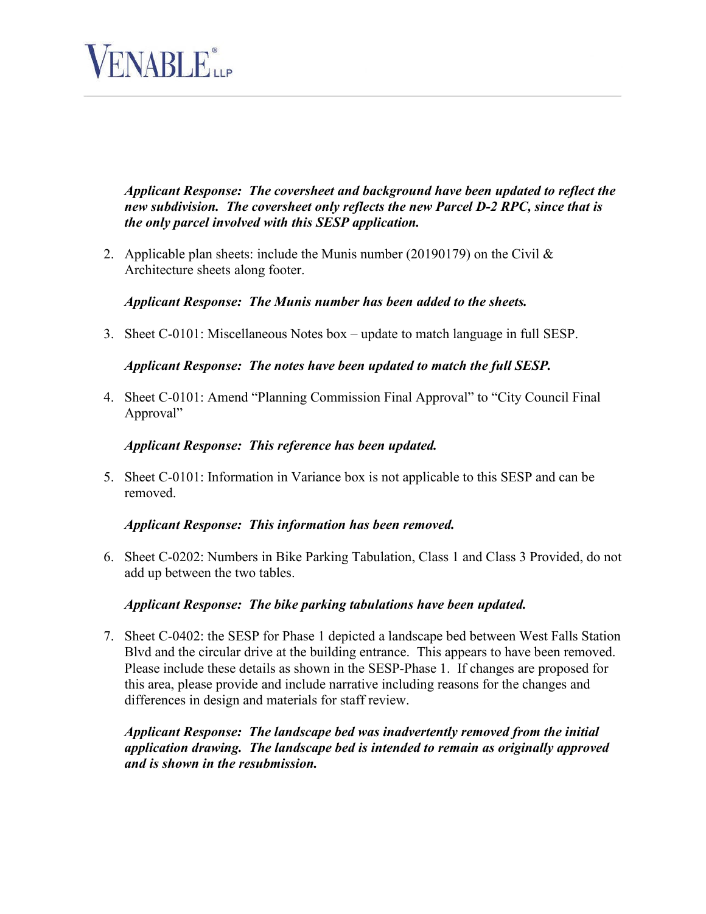*Applicant Response: The coversheet and background have been updated to reflect the new subdivision. The coversheet only reflects the new Parcel D-2 RPC, since that is the only parcel involved with this SESP application.*

2. Applicable plan sheets: include the Munis number (20190179) on the Civil & Architecture sheets along footer.

   ***Applicant Response: The Munis number has been added to the sheets.***

3. Sheet C-0101: Miscellaneous Notes box – update to match language in full SESP.

   ***Applicant Response: The notes have been updated to match the full SESP.***

4. Sheet C-0101: Amend "Planning Commission Final Approval" to "City Council Final Approval"

   ***Applicant Response: This reference has been updated.***

5. Sheet C-0101: Information in Variance box is not applicable to this SESP and can be removed.

   ***Applicant Response: This information has been removed.***

6. Sheet C-0202: Numbers in Bike Parking Tabulation, Class 1 and Class 3 Provided, do not add up between the two tables.

   ***Applicant Response: The bike parking tabulations have been updated.***

7. Sheet C-0402: the SESP for Phase 1 depicted a landscape bed between West Falls Station Blvd and the circular drive at the building entrance. This appears to have been removed. Please include these details as shown in the SESP-Phase 1. If changes are proposed for this area, please provide and include narrative including reasons for the changes and differences in design and materials for staff review.

   ***Applicant Response: The landscape bed was inadvertently removed from the initial application drawing. The landscape bed is intended to remain as originally approved and is shown in the resubmission.***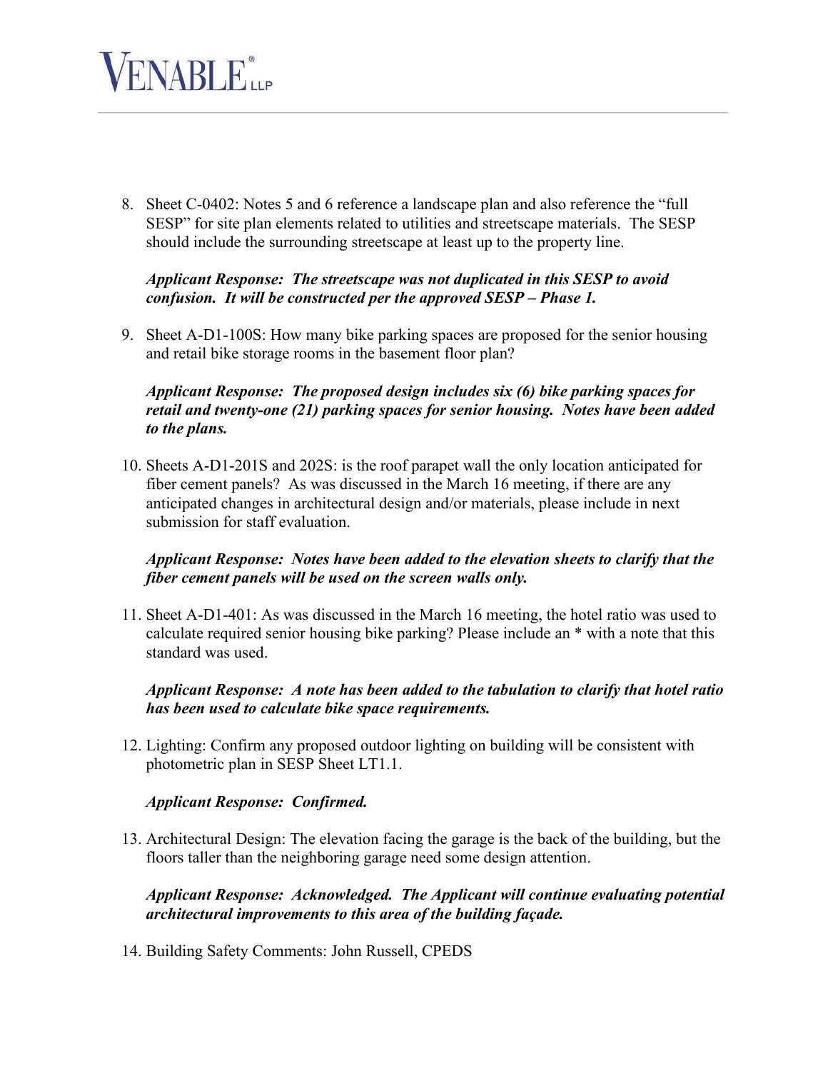8. Sheet C-0402: Notes 5 and 6 reference a landscape plan and also reference the "full SESP" for site plan elements related to utilities and streetscape materials. The SESP should include the surrounding streetscape at least up to the property line.

   ***Applicant Response: The streetscape was not duplicated in this SESP to avoid confusion. It will be constructed per the approved SESP – Phase 1.***

9. Sheet A-D1-100S: How many bike parking spaces are proposed for the senior housing and retail bike storage rooms in the basement floor plan?

   ***Applicant Response: The proposed design includes six (6) bike parking spaces for retail and twenty-one (21) parking spaces for senior housing. Notes have been added to the plans.***

10. Sheets A-D1-201S and 202S: is the roof parapet wall the only location anticipated for fiber cement panels? As was discussed in the March 16 meeting, if there are any anticipated changes in architectural design and/or materials, please include in next submission for staff evaluation.

    ***Applicant Response: Notes have been added to the elevation sheets to clarify that the fiber cement panels will be used on the screen walls only.***

11. Sheet A-D1-401: As was discussed in the March 16 meeting, the hotel ratio was used to calculate required senior housing bike parking? Please include an * with a note that this standard was used.

    ***Applicant Response: A note has been added to the tabulation to clarify that hotel ratio has been used to calculate bike space requirements.***

12. Lighting: Confirm any proposed outdoor lighting on building will be consistent with photometric plan in SESP Sheet LT1.1.

    ***Applicant Response: Confirmed.***

13. Architectural Design: The elevation facing the garage is the back of the building, but the floors taller than the neighboring garage need some design attention.

    ***Applicant Response: Acknowledged. The Applicant will continue evaluating potential architectural improvements to this area of the building façade.***

14. Building Safety Comments: John Russell, CPEDS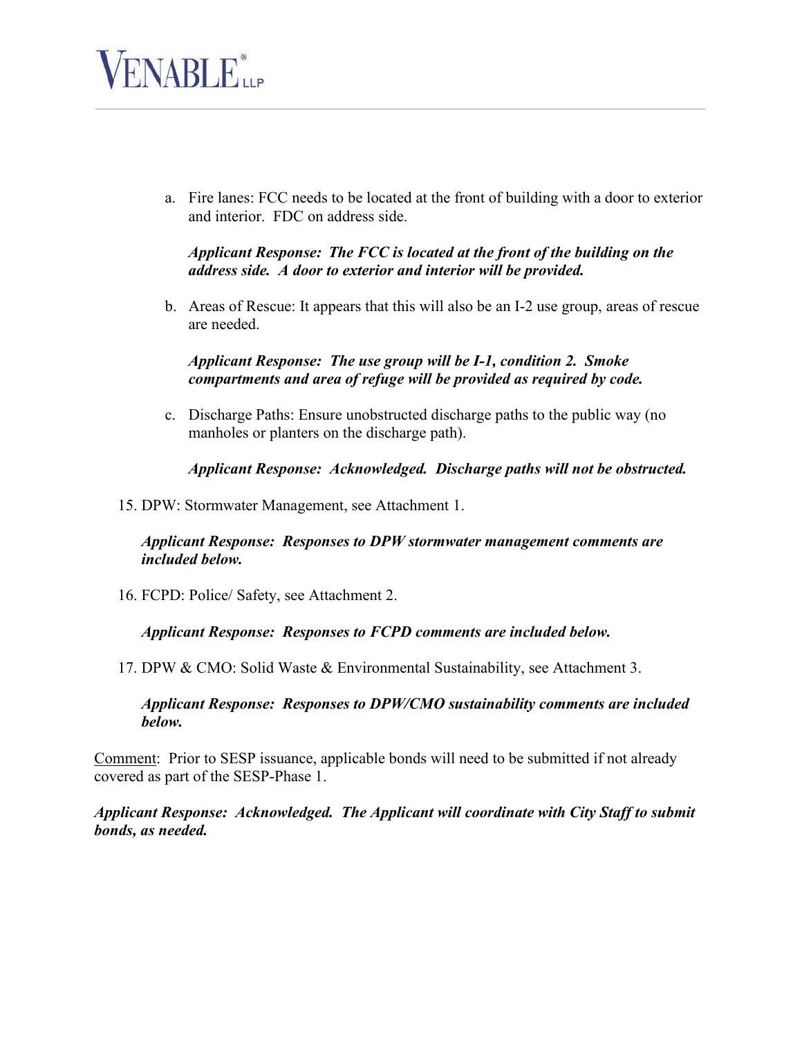a. Fire lanes: FCC needs to be located at the front of building with a door to exterior and interior. FDC on address side.

   ***Applicant Response: The FCC is located at the front of the building on the address side. A door to exterior and interior will be provided.***

b. Areas of Rescue: It appears that this will also be an I-2 use group, areas of rescue are needed.

   ***Applicant Response: The use group will be I-1, condition 2. Smoke compartments and area of refuge will be provided as required by code.***

c. Discharge Paths: Ensure unobstructed discharge paths to the public way (no manholes or planters on the discharge path).

   ***Applicant Response: Acknowledged. Discharge paths will not be obstructed.***

15. DPW: Stormwater Management, see Attachment 1.

    ***Applicant Response: Responses to DPW stormwater management comments are included below.***

16. FCPD: Police/ Safety, see Attachment 2.

    ***Applicant Response: Responses to FCPD comments are included below.***

17. DPW & CMO: Solid Waste & Environmental Sustainability, see Attachment 3.

    ***Applicant Response: Responses to DPW/CMO sustainability comments are included below.***

<u>Comment</u>: Prior to SESP issuance, applicable bonds will need to be submitted if not already covered as part of the SESP-Phase 1.

***Applicant Response: Acknowledged. The Applicant will coordinate with City Staff to submit bonds, as needed.***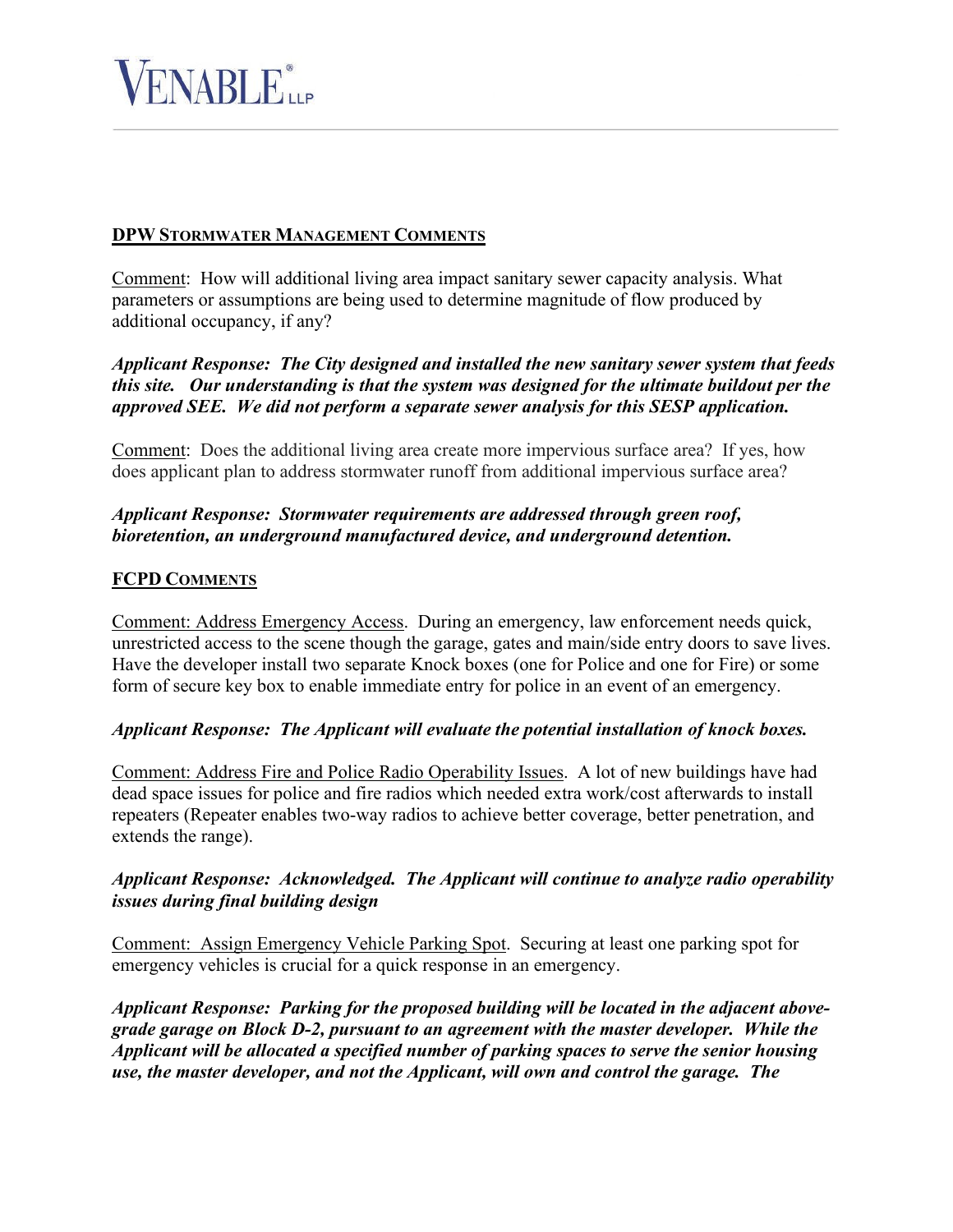## DPW STORMWATER MANAGEMENT COMMENTS

Comment: How will additional living area impact sanitary sewer capacity analysis. What parameters or assumptions are being used to determine magnitude of flow produced by additional occupancy, if any?

***Applicant Response: The City designed and installed the new sanitary sewer system that feeds this site. Our understanding is that the system was designed for the ultimate buildout per the approved SEE. We did not perform a separate sewer analysis for this SESP application.***

Comment: Does the additional living area create more impervious surface area? If yes, how does applicant plan to address stormwater runoff from additional impervious surface area?

***Applicant Response: Stormwater requirements are addressed through green roof, bioretention, an underground manufactured device, and underground detention.***

## FCPD COMMENTS

Comment: Address Emergency Access. During an emergency, law enforcement needs quick, unrestricted access to the scene though the garage, gates and main/side entry doors to save lives. Have the developer install two separate Knock boxes (one for Police and one for Fire) or some form of secure key box to enable immediate entry for police in an event of an emergency.

***Applicant Response: The Applicant will evaluate the potential installation of knock boxes.***

Comment: Address Fire and Police Radio Operability Issues. A lot of new buildings have had dead space issues for police and fire radios which needed extra work/cost afterwards to install repeaters (Repeater enables two-way radios to achieve better coverage, better penetration, and extends the range).

***Applicant Response: Acknowledged. The Applicant will continue to analyze radio operability issues during final building design***

Comment: Assign Emergency Vehicle Parking Spot. Securing at least one parking spot for emergency vehicles is crucial for a quick response in an emergency.

***Applicant Response: Parking for the proposed building will be located in the adjacent above-grade garage on Block D-2, pursuant to an agreement with the master developer. While the Applicant will be allocated a specified number of parking spaces to serve the senior housing use, the master developer, and not the Applicant, will own and control the garage. The***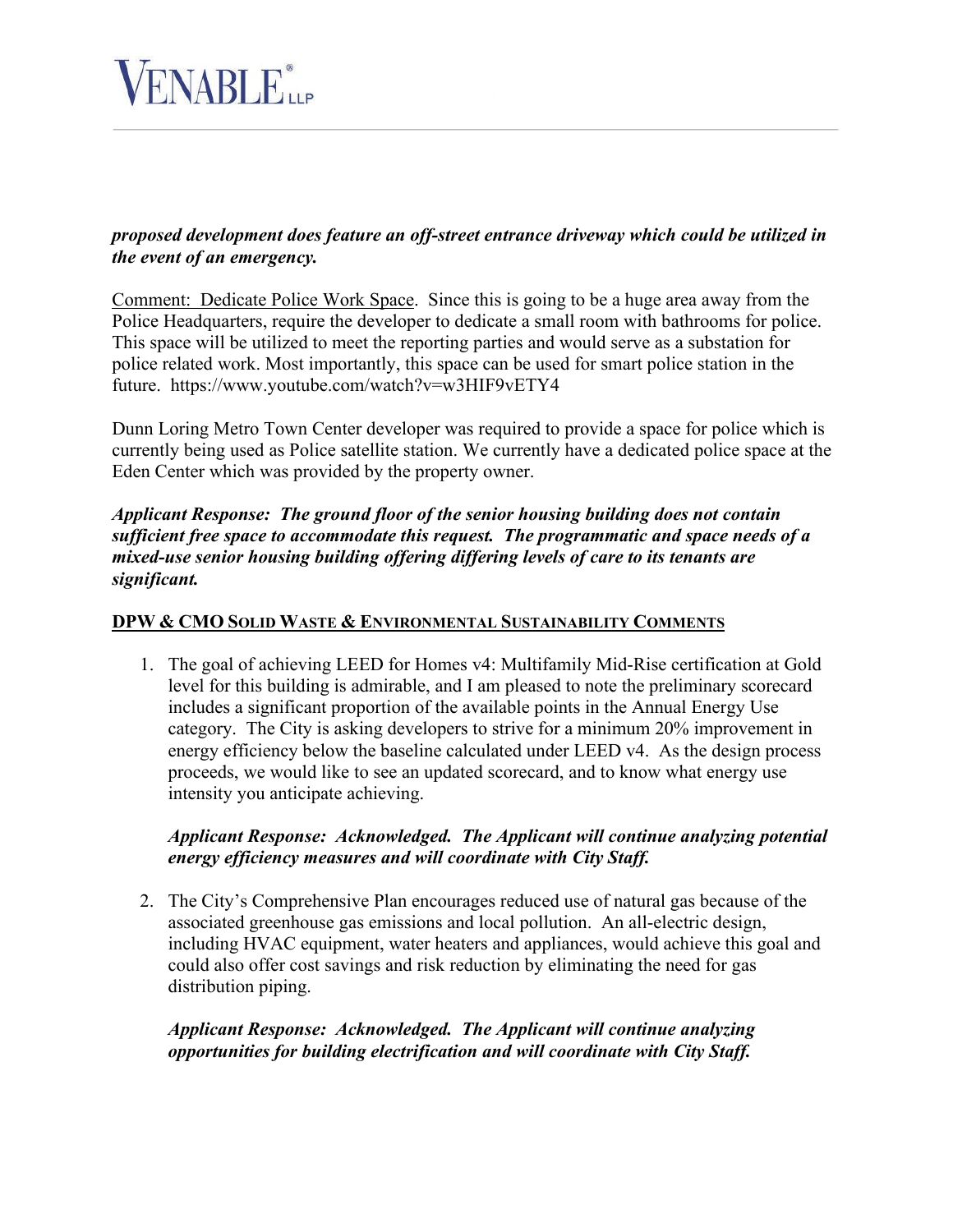***proposed development does feature an off-street entrance driveway which could be utilized in the event of an emergency.***

Comment: Dedicate Police Work Space. Since this is going to be a huge area away from the Police Headquarters, require the developer to dedicate a small room with bathrooms for police. This space will be utilized to meet the reporting parties and would serve as a substation for police related work. Most importantly, this space can be used for smart police station in the future. https://www.youtube.com/watch?v=w3HIF9vETY4

Dunn Loring Metro Town Center developer was required to provide a space for police which is currently being used as Police satellite station. We currently have a dedicated police space at the Eden Center which was provided by the property owner.

***Applicant Response: The ground floor of the senior housing building does not contain sufficient free space to accommodate this request. The programmatic and space needs of a mixed-use senior housing building offering differing levels of care to its tenants are significant.***

**DPW & CMO SOLID WASTE & ENVIRONMENTAL SUSTAINABILITY COMMENTS**

1. The goal of achieving LEED for Homes v4: Multifamily Mid-Rise certification at Gold level for this building is admirable, and I am pleased to note the preliminary scorecard includes a significant proportion of the available points in the Annual Energy Use category. The City is asking developers to strive for a minimum 20% improvement in energy efficiency below the baseline calculated under LEED v4. As the design process proceeds, we would like to see an updated scorecard, and to know what energy use intensity you anticipate achieving.

   ***Applicant Response: Acknowledged. The Applicant will continue analyzing potential energy efficiency measures and will coordinate with City Staff.***

2. The City's Comprehensive Plan encourages reduced use of natural gas because of the associated greenhouse gas emissions and local pollution. An all-electric design, including HVAC equipment, water heaters and appliances, would achieve this goal and could also offer cost savings and risk reduction by eliminating the need for gas distribution piping.

   ***Applicant Response: Acknowledged. The Applicant will continue analyzing opportunities for building electrification and will coordinate with City Staff.***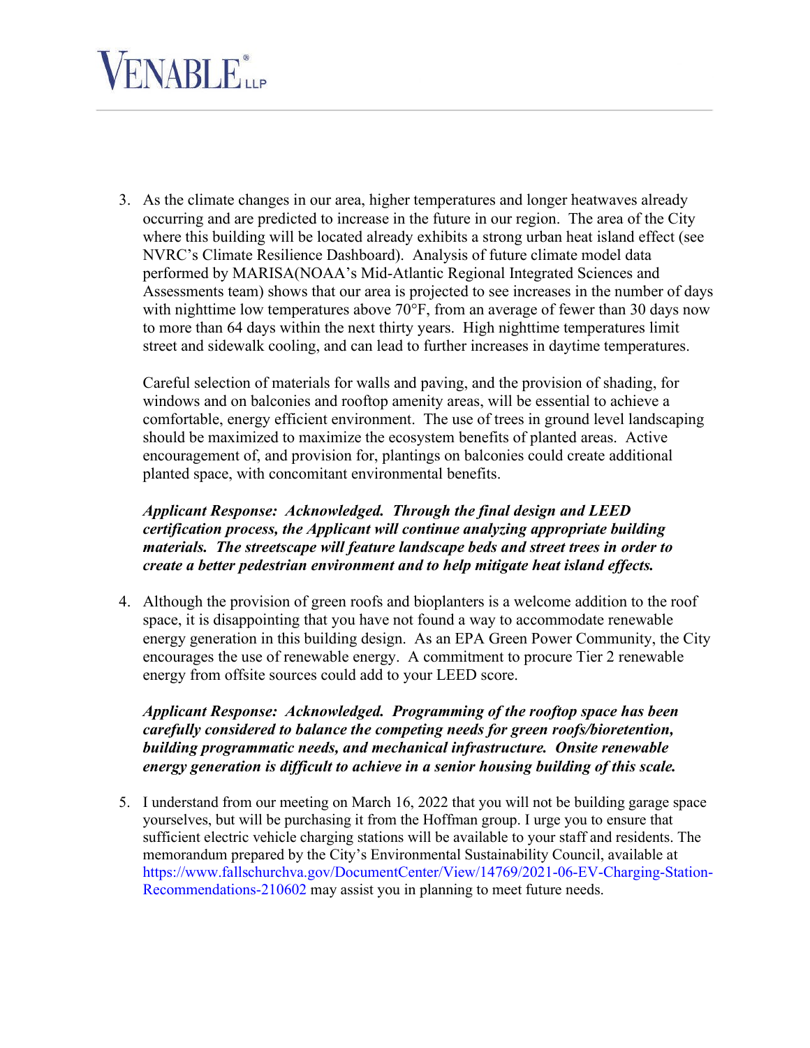3. As the climate changes in our area, higher temperatures and longer heatwaves already occurring and are predicted to increase in the future in our region. The area of the City where this building will be located already exhibits a strong urban heat island effect (see NVRC's Climate Resilience Dashboard). Analysis of future climate model data performed by MARISA(NOAA's Mid-Atlantic Regional Integrated Sciences and Assessments team) shows that our area is projected to see increases in the number of days with nighttime low temperatures above 70°F, from an average of fewer than 30 days now to more than 64 days within the next thirty years. High nighttime temperatures limit street and sidewalk cooling, and can lead to further increases in daytime temperatures.

   Careful selection of materials for walls and paving, and the provision of shading, for windows and on balconies and rooftop amenity areas, will be essential to achieve a comfortable, energy efficient environment. The use of trees in ground level landscaping should be maximized to maximize the ecosystem benefits of planted areas. Active encouragement of, and provision for, plantings on balconies could create additional planted space, with concomitant environmental benefits.

   ***Applicant Response: Acknowledged. Through the final design and LEED certification process, the Applicant will continue analyzing appropriate building materials. The streetscape will feature landscape beds and street trees in order to create a better pedestrian environment and to help mitigate heat island effects.***

4. Although the provision of green roofs and bioplanters is a welcome addition to the roof space, it is disappointing that you have not found a way to accommodate renewable energy generation in this building design. As an EPA Green Power Community, the City encourages the use of renewable energy. A commitment to procure Tier 2 renewable energy from offsite sources could add to your LEED score.

   ***Applicant Response: Acknowledged. Programming of the rooftop space has been carefully considered to balance the competing needs for green roofs/bioretention, building programmatic needs, and mechanical infrastructure. Onsite renewable energy generation is difficult to achieve in a senior housing building of this scale.***

5. I understand from our meeting on March 16, 2022 that you will not be building garage space yourselves, but will be purchasing it from the Hoffman group. I urge you to ensure that sufficient electric vehicle charging stations will be available to your staff and residents. The memorandum prepared by the City's Environmental Sustainability Council, available at https://www.fallschurchva.gov/DocumentCenter/View/14769/2021-06-EV-Charging-Station-Recommendations-210602 may assist you in planning to meet future needs.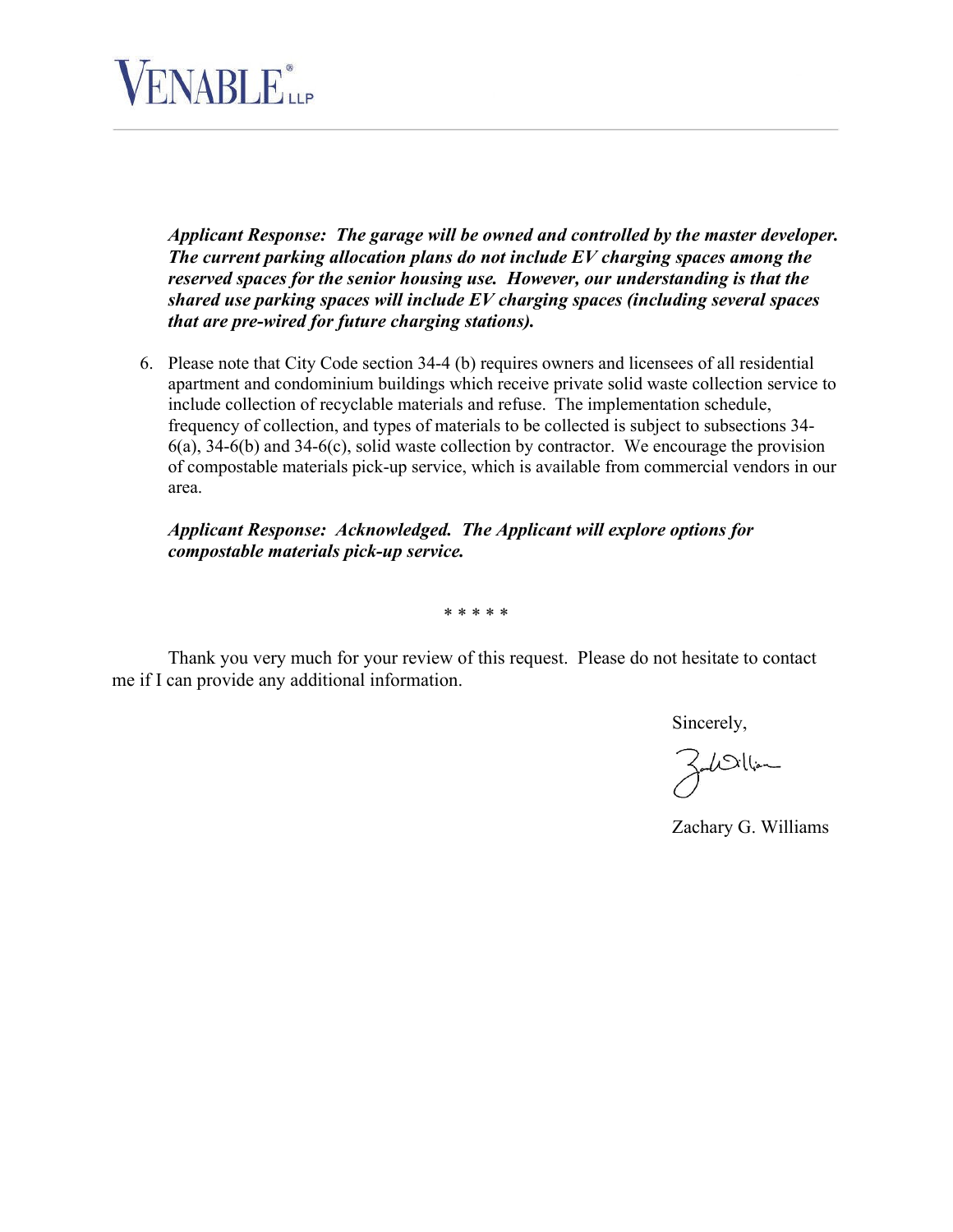***Applicant Response: The garage will be owned and controlled by the master developer. The current parking allocation plans do not include EV charging spaces among the reserved spaces for the senior housing use. However, our understanding is that the shared use parking spaces will include EV charging spaces (including several spaces that are pre-wired for future charging stations).***

6. Please note that City Code section 34-4 (b) requires owners and licensees of all residential apartment and condominium buildings which receive private solid waste collection service to include collection of recyclable materials and refuse. The implementation schedule, frequency of collection, and types of materials to be collected is subject to subsections 34-6(a), 34-6(b) and 34-6(c), solid waste collection by contractor. We encourage the provision of compostable materials pick-up service, which is available from commercial vendors in our area.

   ***Applicant Response: Acknowledged. The Applicant will explore options for compostable materials pick-up service.***

\* \* \* \* \*

Thank you very much for your review of this request. Please do not hesitate to contact me if I can provide any additional information.

Sincerely,

Zachary G. Williams